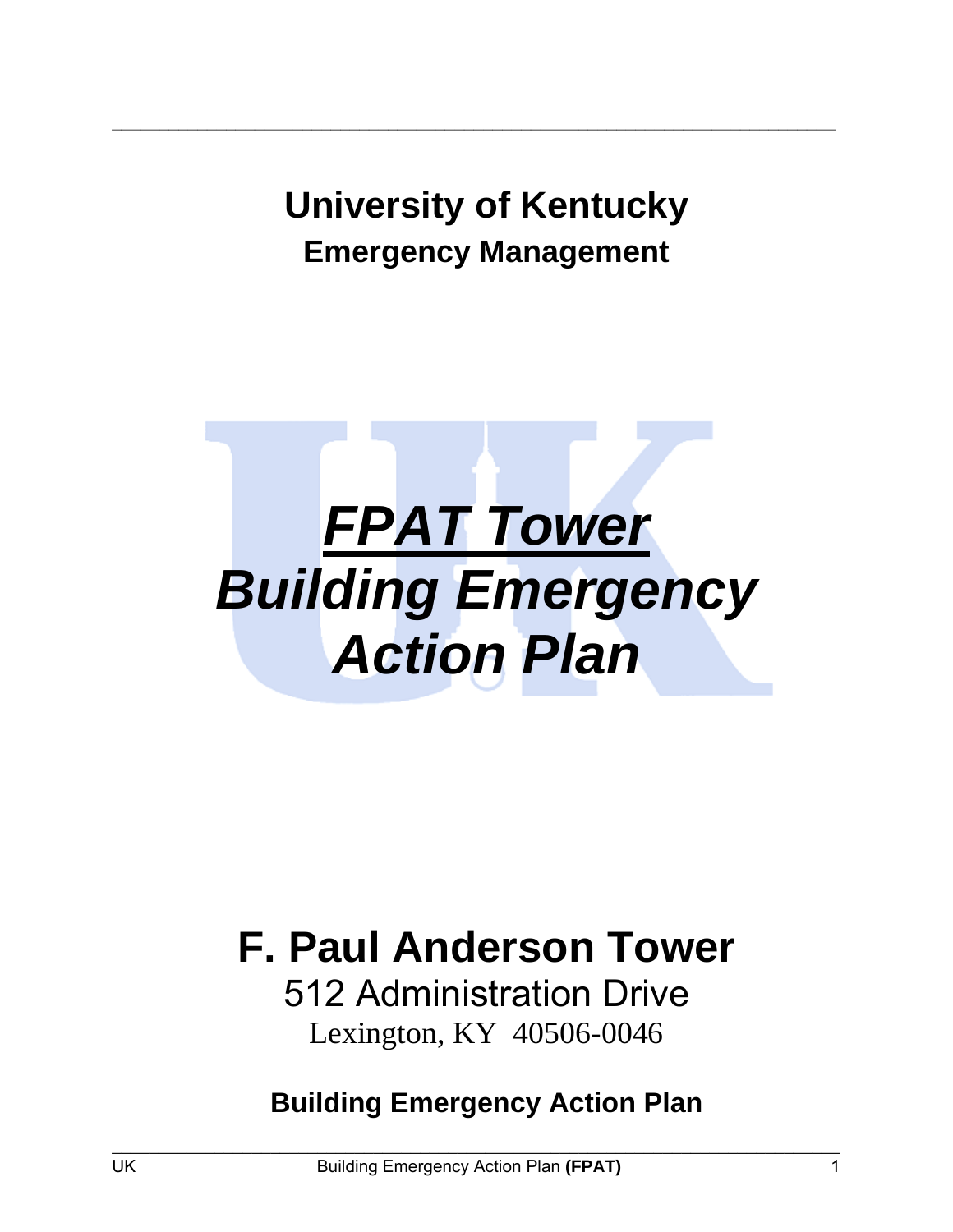# University of Kentucky

## Emergency Management

# ***FPAT Tower***
# ***Building Emergency Action Plan***

# F. Paul Anderson Tower

512 Administration Drive

Lexington, KY 40506-0046

**Building Emergency Action Plan**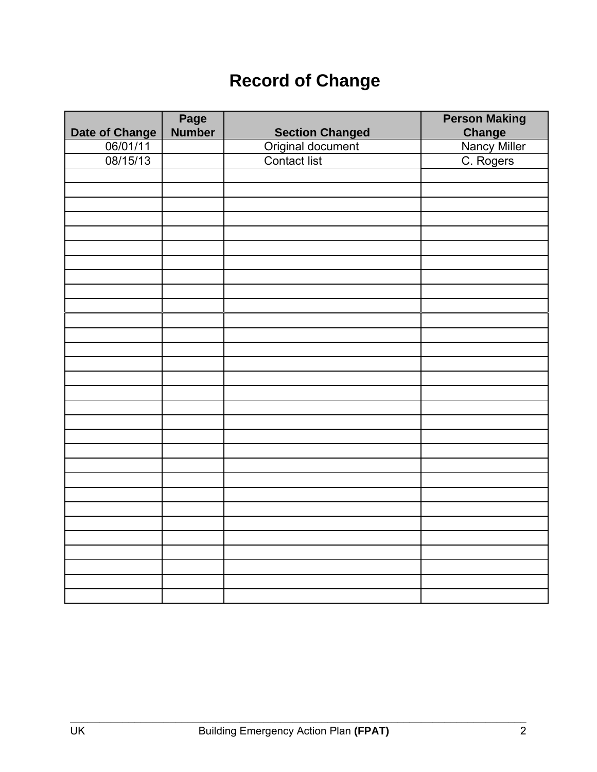# Record of Change

| Date of Change | Page Number | Section Changed | Person Making Change |
|---|---|---|---|
| 06/01/11 | | Original document | Nancy Miller |
| 08/15/13 | | Contact list | C. Rogers |
| | | | |
| | | | |
| | | | |
| | | | |
| | | | |
| | | | |
| | | | |
| | | | |
| | | | |
| | | | |
| | | | |
| | | | |
| | | | |
| | | | |
| | | | |
| | | | |
| | | | |
| | | | |
| | | | |
| | | | |
| | | | |
| | | | |
| | | | |
| | | | |
| | | | |
| | | | |
| | | | |
| | | | |
| | | | |
| | | | |
| | | | |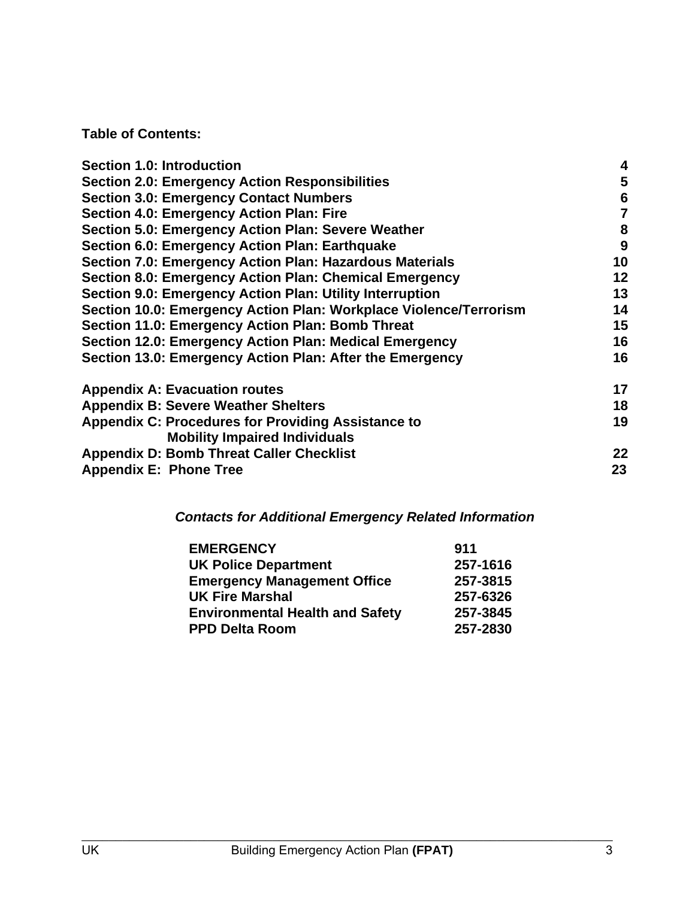**Table of Contents:**

| | |
|---|---|
| **Section 1.0: Introduction** | **4** |
| **Section 2.0: Emergency Action Responsibilities** | **5** |
| **Section 3.0: Emergency Contact Numbers** | **6** |
| **Section 4.0: Emergency Action Plan: Fire** | **7** |
| **Section 5.0: Emergency Action Plan: Severe Weather** | **8** |
| **Section 6.0: Emergency Action Plan: Earthquake** | **9** |
| **Section 7.0: Emergency Action Plan: Hazardous Materials** | **10** |
| **Section 8.0: Emergency Action Plan: Chemical Emergency** | **12** |
| **Section 9.0: Emergency Action Plan: Utility Interruption** | **13** |
| **Section 10.0: Emergency Action Plan: Workplace Violence/Terrorism** | **14** |
| **Section 11.0: Emergency Action Plan: Bomb Threat** | **15** |
| **Section 12.0: Emergency Action Plan: Medical Emergency** | **16** |
| **Section 13.0: Emergency Action Plan: After the Emergency** | **16** |
| **Appendix A: Evacuation routes** | **17** |
| **Appendix B: Severe Weather Shelters** | **18** |
| **Appendix C: Procedures for Providing Assistance to Mobility Impaired Individuals** | **19** |
| **Appendix D: Bomb Threat Caller Checklist** | **22** |
| **Appendix E: Phone Tree** | **23** |

***Contacts for Additional Emergency Related Information***

| | |
|---|---|
| **EMERGENCY** | **911** |
| **UK Police Department** | **257-1616** |
| **Emergency Management Office** | **257-3815** |
| **UK Fire Marshal** | **257-6326** |
| **Environmental Health and Safety** | **257-3845** |
| **PPD Delta Room** | **257-2830** |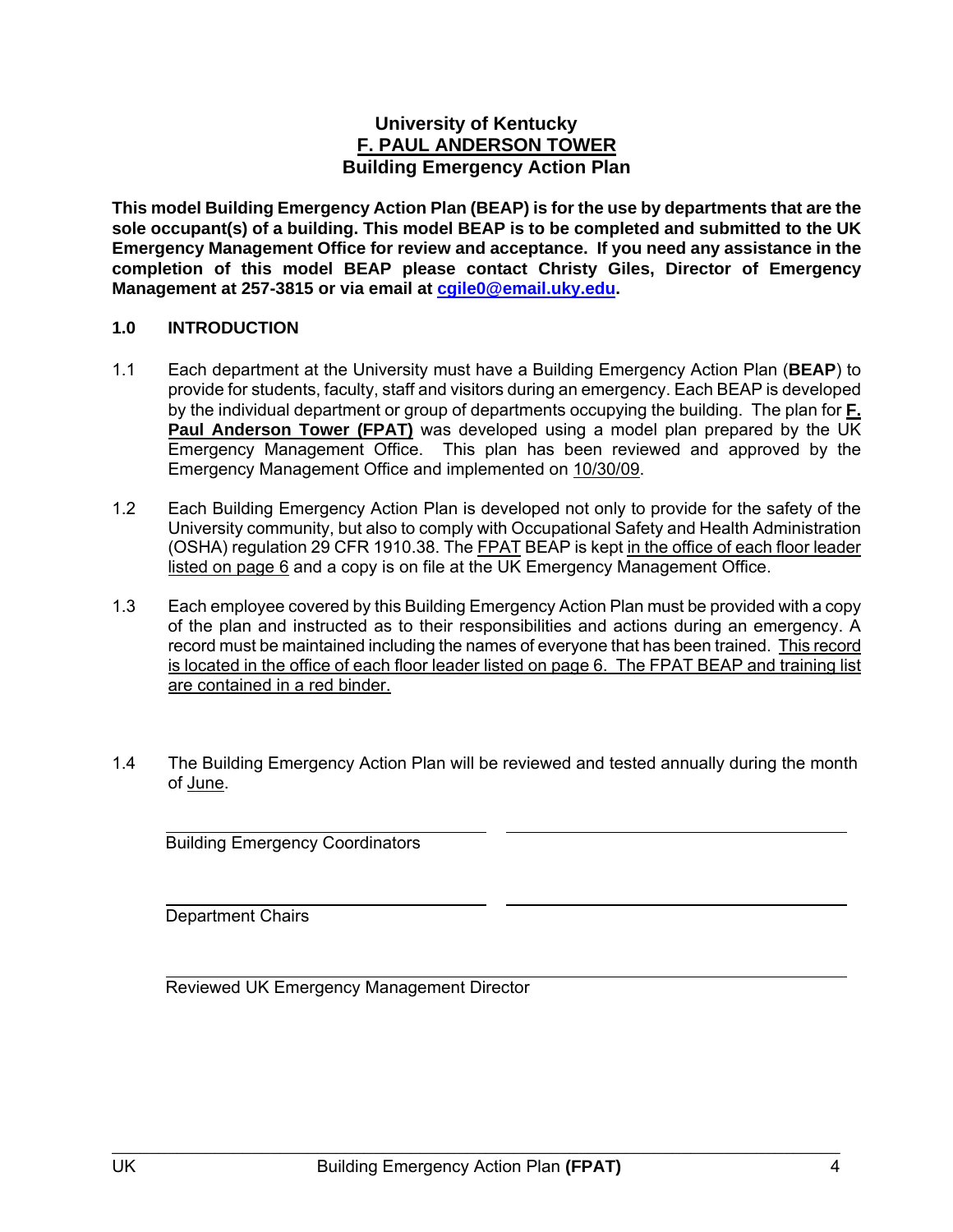**University of Kentucky**
**F. PAUL ANDERSON TOWER**
**Building Emergency Action Plan**

**This model Building Emergency Action Plan (BEAP) is for the use by departments that are the sole occupant(s) of a building. This model BEAP is to be completed and submitted to the UK Emergency Management Office for review and acceptance. If you need any assistance in the completion of this model BEAP please contact Christy Giles, Director of Emergency Management at 257-3815 or via email at cgile0@email.uky.edu.**

## 1.0 INTRODUCTION

1.1 Each department at the University must have a Building Emergency Action Plan (**BEAP**) to provide for students, faculty, staff and visitors during an emergency. Each BEAP is developed by the individual department or group of departments occupying the building. The plan for **F. Paul Anderson Tower (FPAT)** was developed using a model plan prepared by the UK Emergency Management Office. This plan has been reviewed and approved by the Emergency Management Office and implemented on 10/30/09.

1.2 Each Building Emergency Action Plan is developed not only to provide for the safety of the University community, but also to comply with Occupational Safety and Health Administration (OSHA) regulation 29 CFR 1910.38. The FPAT BEAP is kept in the office of each floor leader listed on page 6 and a copy is on file at the UK Emergency Management Office.

1.3 Each employee covered by this Building Emergency Action Plan must be provided with a copy of the plan and instructed as to their responsibilities and actions during an emergency. A record must be maintained including the names of everyone that has been trained. This record is located in the office of each floor leader listed on page 6. The FPAT BEAP and training list are contained in a red binder.

1.4 The Building Emergency Action Plan will be reviewed and tested annually during the month of June.

\_\_\_\_\_\_\_\_\_\_\_\_\_\_\_\_\_\_\_\_\_\_\_\_\_\_\_\_ \_\_\_\_\_\_\_\_\_\_\_\_\_\_\_\_\_\_\_\_\_\_\_\_\_\_\_\_
Building Emergency Coordinators

\_\_\_\_\_\_\_\_\_\_\_\_\_\_\_\_\_\_\_\_\_\_\_\_\_\_\_\_ \_\_\_\_\_\_\_\_\_\_\_\_\_\_\_\_\_\_\_\_\_\_\_\_\_\_\_\_
Department Chairs

\_\_\_\_\_\_\_\_\_\_\_\_\_\_\_\_\_\_\_\_\_\_\_\_\_\_\_\_\_\_\_\_\_\_\_\_\_\_\_\_\_\_\_\_\_\_\_\_\_\_\_\_
Reviewed UK Emergency Management Director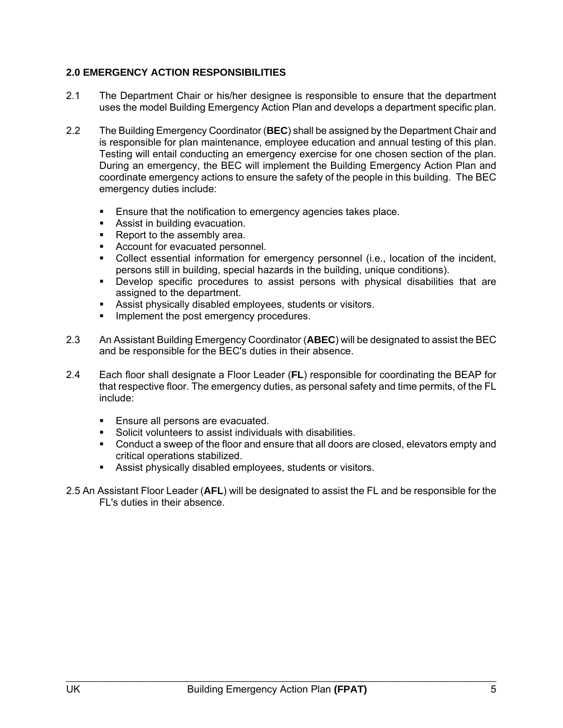## 2.0 EMERGENCY ACTION RESPONSIBILITIES

2.1 The Department Chair or his/her designee is responsible to ensure that the department uses the model Building Emergency Action Plan and develops a department specific plan.

2.2 The Building Emergency Coordinator (**BEC**) shall be assigned by the Department Chair and is responsible for plan maintenance, employee education and annual testing of this plan. Testing will entail conducting an emergency exercise for one chosen section of the plan. During an emergency, the BEC will implement the Building Emergency Action Plan and coordinate emergency actions to ensure the safety of the people in this building. The BEC emergency duties include:

- Ensure that the notification to emergency agencies takes place.
- Assist in building evacuation.
- Report to the assembly area.
- Account for evacuated personnel.
- Collect essential information for emergency personnel (i.e., location of the incident, persons still in building, special hazards in the building, unique conditions).
- Develop specific procedures to assist persons with physical disabilities that are assigned to the department.
- Assist physically disabled employees, students or visitors.
- Implement the post emergency procedures.

2.3 An Assistant Building Emergency Coordinator (**ABEC**) will be designated to assist the BEC and be responsible for the BEC's duties in their absence.

2.4 Each floor shall designate a Floor Leader (**FL**) responsible for coordinating the BEAP for that respective floor. The emergency duties, as personal safety and time permits, of the FL include:

- Ensure all persons are evacuated.
- Solicit volunteers to assist individuals with disabilities.
- Conduct a sweep of the floor and ensure that all doors are closed, elevators empty and critical operations stabilized.
- Assist physically disabled employees, students or visitors.

2.5 An Assistant Floor Leader (**AFL**) will be designated to assist the FL and be responsible for the FL's duties in their absence.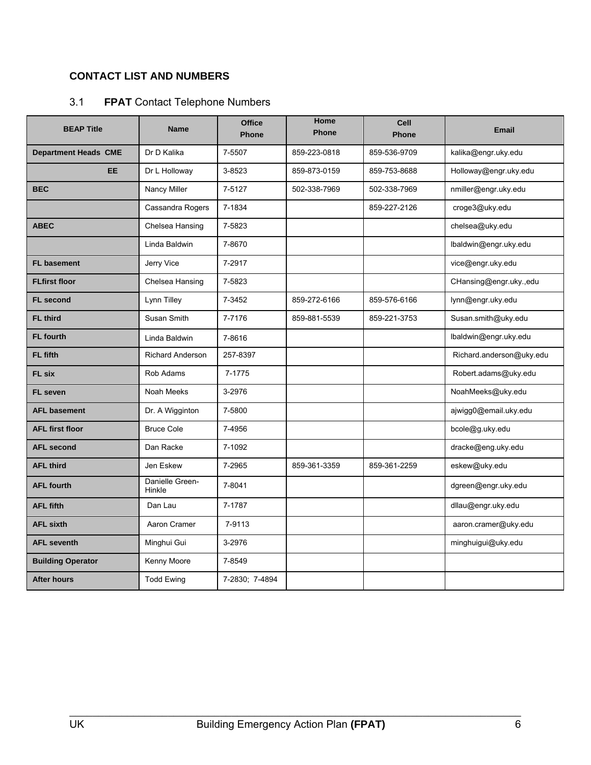## CONTACT LIST AND NUMBERS

### 3.1 **FPAT** Contact Telephone Numbers

| BEAP Title | Name | Office Phone | Home Phone | Cell Phone | Email |
|---|---|---|---|---|---|
| **Department Heads CME** | Dr D Kalika | 7-5507 | 859-223-0818 | 859-536-9709 | kalika@engr.uky.edu |
| **EE** | Dr L Holloway | 3-8523 | 859-873-0159 | 859-753-8688 | Holloway@engr.uky.edu |
| **BEC** | Nancy Miller | 7-5127 | 502-338-7969 | 502-338-7969 | nmiller@engr.uky.edu |
| | Cassandra Rogers | 7-1834 | | 859-227-2126 | croge3@uky.edu |
| **ABEC** | Chelsea Hansing | 7-5823 | | | chelsea@uky.edu |
| | Linda Baldwin | 7-8670 | | | lbaldwin@engr.uky.edu |
| **FL basement** | Jerry Vice | 7-2917 | | | vice@engr.uky.edu |
| **FLfirst floor** | Chelsea Hansing | 7-5823 | | | CHansing@engr.uky.,edu |
| **FL second** | Lynn Tilley | 7-3452 | 859-272-6166 | 859-576-6166 | lynn@engr.uky.edu |
| **FL third** | Susan Smith | 7-7176 | 859-881-5539 | 859-221-3753 | Susan.smith@uky.edu |
| **FL fourth** | Linda Baldwin | 7-8616 | | | lbaldwin@engr.uky.edu |
| **FL fifth** | Richard Anderson | 257-8397 | | | Richard.anderson@uky.edu |
| **FL six** | Rob Adams | 7-1775 | | | Robert.adams@uky.edu |
| **FL seven** | Noah Meeks | 3-2976 | | | NoahMeeks@uky.edu |
| **AFL basement** | Dr. A Wigginton | 7-5800 | | | ajwigg0@email.uky.edu |
| **AFL first floor** | Bruce Cole | 7-4956 | | | bcole@g.uky.edu |
| **AFL second** | Dan Racke | 7-1092 | | | dracke@eng.uky.edu |
| **AFL third** | Jen Eskew | 7-2965 | 859-361-3359 | 859-361-2259 | eskew@uky.edu |
| **AFL fourth** | Danielle Green-Hinkle | 7-8041 | | | dgreen@engr.uky.edu |
| **AFL fifth** | Dan Lau | 7-1787 | | | dllau@engr.uky.edu |
| **AFL sixth** | Aaron Cramer | 7-9113 | | | aaron.cramer@uky.edu |
| **AFL seventh** | Minghui Gui | 3-2976 | | | minghuigui@uky.edu |
| **Building Operator** | Kenny Moore | 7-8549 | | | |
| **After hours** | Todd Ewing | 7-2830; 7-4894 | | | |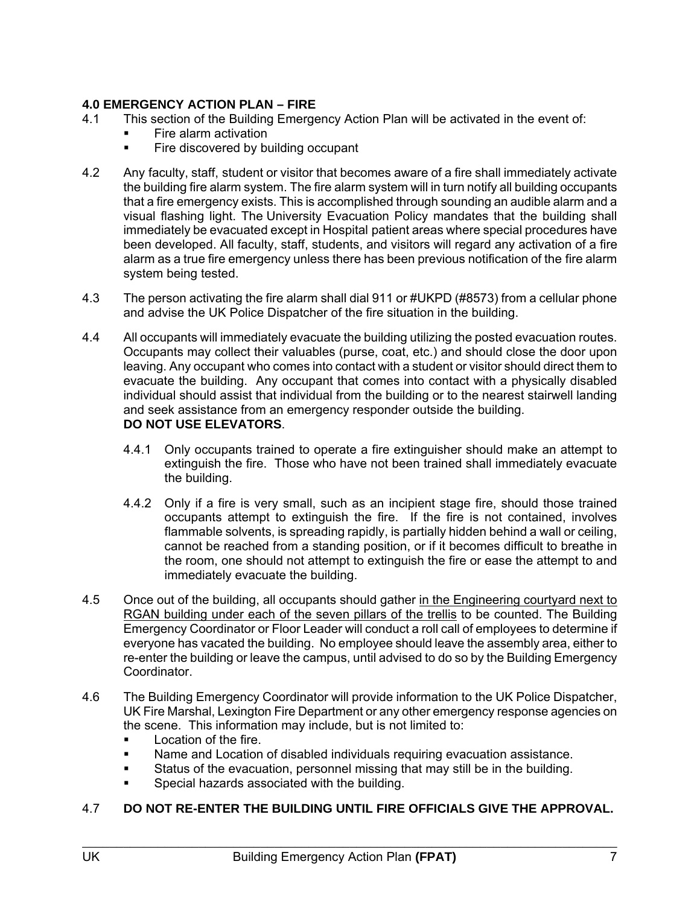### 4.0 EMERGENCY ACTION PLAN – FIRE

4.1 This section of the Building Emergency Action Plan will be activated in the event of:

- Fire alarm activation
- Fire discovered by building occupant

4.2 Any faculty, staff, student or visitor that becomes aware of a fire shall immediately activate the building fire alarm system. The fire alarm system will in turn notify all building occupants that a fire emergency exists. This is accomplished through sounding an audible alarm and a visual flashing light. The University Evacuation Policy mandates that the building shall immediately be evacuated except in Hospital patient areas where special procedures have been developed. All faculty, staff, students, and visitors will regard any activation of a fire alarm as a true fire emergency unless there has been previous notification of the fire alarm system being tested.

4.3 The person activating the fire alarm shall dial 911 or #UKPD (#8573) from a cellular phone and advise the UK Police Dispatcher of the fire situation in the building.

4.4 All occupants will immediately evacuate the building utilizing the posted evacuation routes. Occupants may collect their valuables (purse, coat, etc.) and should close the door upon leaving. Any occupant who comes into contact with a student or visitor should direct them to evacuate the building. Any occupant that comes into contact with a physically disabled individual should assist that individual from the building or to the nearest stairwell landing and seek assistance from an emergency responder outside the building.
**DO NOT USE ELEVATORS**.

4.4.1 Only occupants trained to operate a fire extinguisher should make an attempt to extinguish the fire. Those who have not been trained shall immediately evacuate the building.

4.4.2 Only if a fire is very small, such as an incipient stage fire, should those trained occupants attempt to extinguish the fire. If the fire is not contained, involves flammable solvents, is spreading rapidly, is partially hidden behind a wall or ceiling, cannot be reached from a standing position, or if it becomes difficult to breathe in the room, one should not attempt to extinguish the fire or ease the attempt to and immediately evacuate the building.

4.5 Once out of the building, all occupants should gather <u>in the Engineering courtyard next to RGAN building under each of the seven pillars of the trellis</u> to be counted. The Building Emergency Coordinator or Floor Leader will conduct a roll call of employees to determine if everyone has vacated the building. No employee should leave the assembly area, either to re-enter the building or leave the campus, until advised to do so by the Building Emergency Coordinator.

4.6 The Building Emergency Coordinator will provide information to the UK Police Dispatcher, UK Fire Marshal, Lexington Fire Department or any other emergency response agencies on the scene. This information may include, but is not limited to:

- Location of the fire.
- Name and Location of disabled individuals requiring evacuation assistance.
- Status of the evacuation, personnel missing that may still be in the building.
- Special hazards associated with the building.

4.7 **DO NOT RE-ENTER THE BUILDING UNTIL FIRE OFFICIALS GIVE THE APPROVAL.**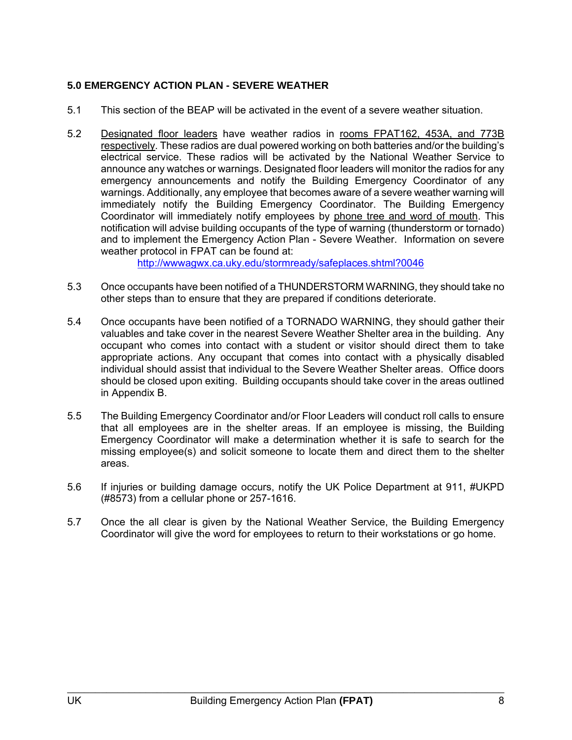## 5.0 EMERGENCY ACTION PLAN - SEVERE WEATHER

5.1 This section of the BEAP will be activated in the event of a severe weather situation.

5.2 Designated floor leaders have weather radios in rooms FPAT162, 453A, and 773B respectively. These radios are dual powered working on both batteries and/or the building's electrical service. These radios will be activated by the National Weather Service to announce any watches or warnings. Designated floor leaders will monitor the radios for any emergency announcements and notify the Building Emergency Coordinator of any warnings. Additionally, any employee that becomes aware of a severe weather warning will immediately notify the Building Emergency Coordinator. The Building Emergency Coordinator will immediately notify employees by phone tree and word of mouth. This notification will advise building occupants of the type of warning (thunderstorm or tornado) and to implement the Emergency Action Plan - Severe Weather. Information on severe weather protocol in FPAT can be found at:

http://wwwagwx.ca.uky.edu/stormready/safeplaces.shtml?0046

5.3 Once occupants have been notified of a THUNDERSTORM WARNING, they should take no other steps than to ensure that they are prepared if conditions deteriorate.

5.4 Once occupants have been notified of a TORNADO WARNING, they should gather their valuables and take cover in the nearest Severe Weather Shelter area in the building. Any occupant who comes into contact with a student or visitor should direct them to take appropriate actions. Any occupant that comes into contact with a physically disabled individual should assist that individual to the Severe Weather Shelter areas. Office doors should be closed upon exiting. Building occupants should take cover in the areas outlined in Appendix B.

5.5 The Building Emergency Coordinator and/or Floor Leaders will conduct roll calls to ensure that all employees are in the shelter areas. If an employee is missing, the Building Emergency Coordinator will make a determination whether it is safe to search for the missing employee(s) and solicit someone to locate them and direct them to the shelter areas.

5.6 If injuries or building damage occurs, notify the UK Police Department at 911, #UKPD (#8573) from a cellular phone or 257-1616.

5.7 Once the all clear is given by the National Weather Service, the Building Emergency Coordinator will give the word for employees to return to their workstations or go home.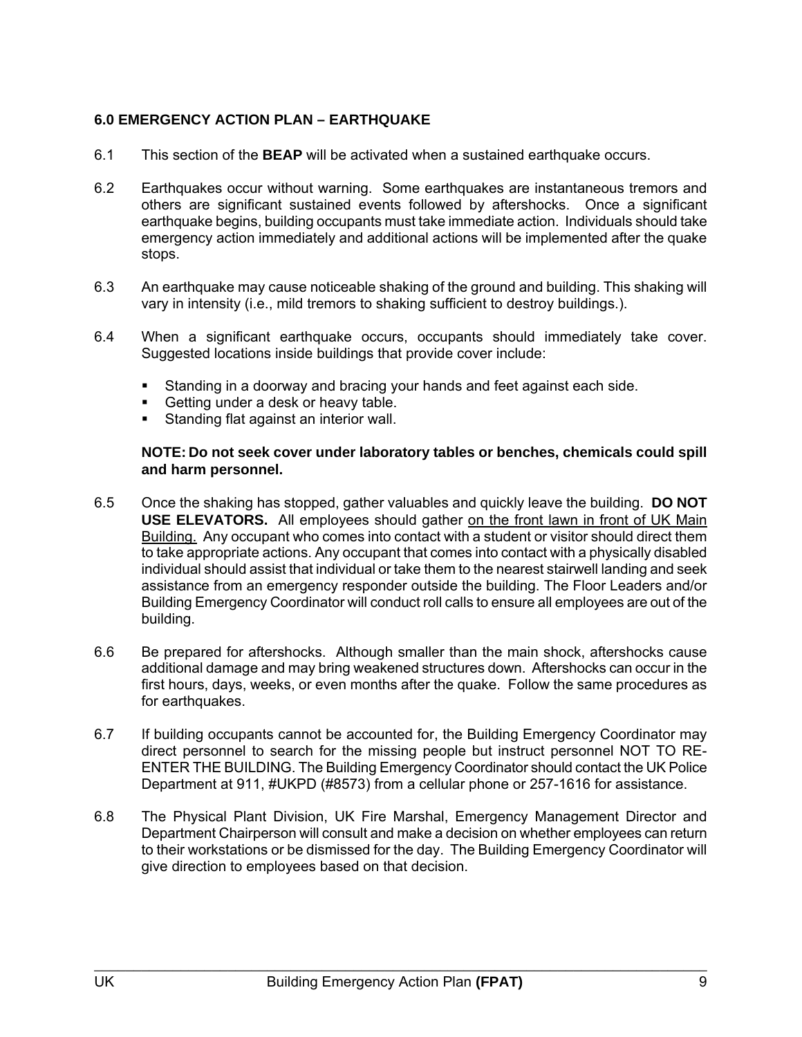## 6.0 EMERGENCY ACTION PLAN – EARTHQUAKE

6.1 This section of the **BEAP** will be activated when a sustained earthquake occurs.

6.2 Earthquakes occur without warning. Some earthquakes are instantaneous tremors and others are significant sustained events followed by aftershocks. Once a significant earthquake begins, building occupants must take immediate action. Individuals should take emergency action immediately and additional actions will be implemented after the quake stops.

6.3 An earthquake may cause noticeable shaking of the ground and building. This shaking will vary in intensity (i.e., mild tremors to shaking sufficient to destroy buildings.).

6.4 When a significant earthquake occurs, occupants should immediately take cover. Suggested locations inside buildings that provide cover include:

- Standing in a doorway and bracing your hands and feet against each side.
- Getting under a desk or heavy table.
- Standing flat against an interior wall.

**NOTE: Do not seek cover under laboratory tables or benches, chemicals could spill and harm personnel.**

6.5 Once the shaking has stopped, gather valuables and quickly leave the building. **DO NOT USE ELEVATORS.** All employees should gather <u>on the front lawn in front of UK Main Building.</u> Any occupant who comes into contact with a student or visitor should direct them to take appropriate actions. Any occupant that comes into contact with a physically disabled individual should assist that individual or take them to the nearest stairwell landing and seek assistance from an emergency responder outside the building. The Floor Leaders and/or Building Emergency Coordinator will conduct roll calls to ensure all employees are out of the building.

6.6 Be prepared for aftershocks. Although smaller than the main shock, aftershocks cause additional damage and may bring weakened structures down. Aftershocks can occur in the first hours, days, weeks, or even months after the quake. Follow the same procedures as for earthquakes.

6.7 If building occupants cannot be accounted for, the Building Emergency Coordinator may direct personnel to search for the missing people but instruct personnel NOT TO RE-ENTER THE BUILDING. The Building Emergency Coordinator should contact the UK Police Department at 911, #UKPD (#8573) from a cellular phone or 257-1616 for assistance.

6.8 The Physical Plant Division, UK Fire Marshal, Emergency Management Director and Department Chairperson will consult and make a decision on whether employees can return to their workstations or be dismissed for the day. The Building Emergency Coordinator will give direction to employees based on that decision.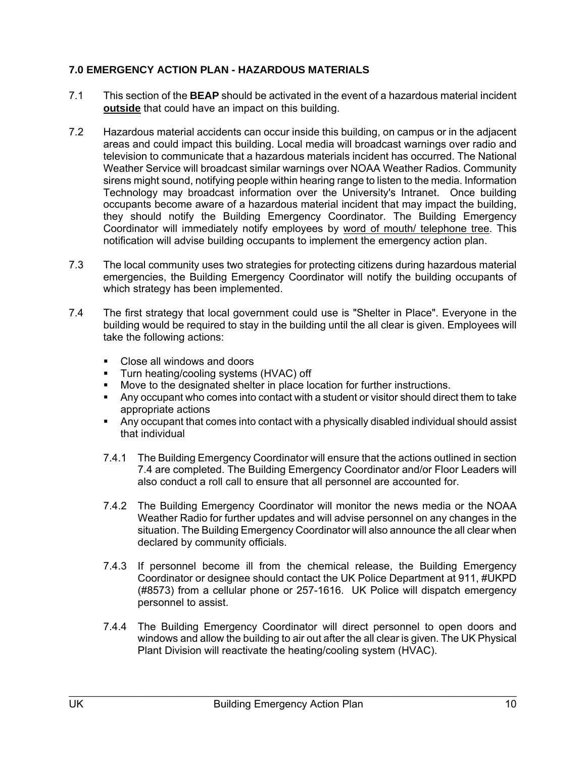### 7.0 EMERGENCY ACTION PLAN - HAZARDOUS MATERIALS

7.1 This section of the **BEAP** should be activated in the event of a hazardous material incident **outside** that could have an impact on this building.

7.2 Hazardous material accidents can occur inside this building, on campus or in the adjacent areas and could impact this building. Local media will broadcast warnings over radio and television to communicate that a hazardous materials incident has occurred. The National Weather Service will broadcast similar warnings over NOAA Weather Radios. Community sirens might sound, notifying people within hearing range to listen to the media. Information Technology may broadcast information over the University's Intranet. Once building occupants become aware of a hazardous material incident that may impact the building, they should notify the Building Emergency Coordinator. The Building Emergency Coordinator will immediately notify employees by word of mouth/ telephone tree. This notification will advise building occupants to implement the emergency action plan.

7.3 The local community uses two strategies for protecting citizens during hazardous material emergencies, the Building Emergency Coordinator will notify the building occupants of which strategy has been implemented.

7.4 The first strategy that local government could use is "Shelter in Place". Everyone in the building would be required to stay in the building until the all clear is given. Employees will take the following actions:

- Close all windows and doors
- Turn heating/cooling systems (HVAC) off
- Move to the designated shelter in place location for further instructions.
- Any occupant who comes into contact with a student or visitor should direct them to take appropriate actions
- Any occupant that comes into contact with a physically disabled individual should assist that individual

7.4.1 The Building Emergency Coordinator will ensure that the actions outlined in section 7.4 are completed. The Building Emergency Coordinator and/or Floor Leaders will also conduct a roll call to ensure that all personnel are accounted for.

7.4.2 The Building Emergency Coordinator will monitor the news media or the NOAA Weather Radio for further updates and will advise personnel on any changes in the situation. The Building Emergency Coordinator will also announce the all clear when declared by community officials.

7.4.3 If personnel become ill from the chemical release, the Building Emergency Coordinator or designee should contact the UK Police Department at 911, #UKPD (#8573) from a cellular phone or 257-1616. UK Police will dispatch emergency personnel to assist.

7.4.4 The Building Emergency Coordinator will direct personnel to open doors and windows and allow the building to air out after the all clear is given. The UK Physical Plant Division will reactivate the heating/cooling system (HVAC).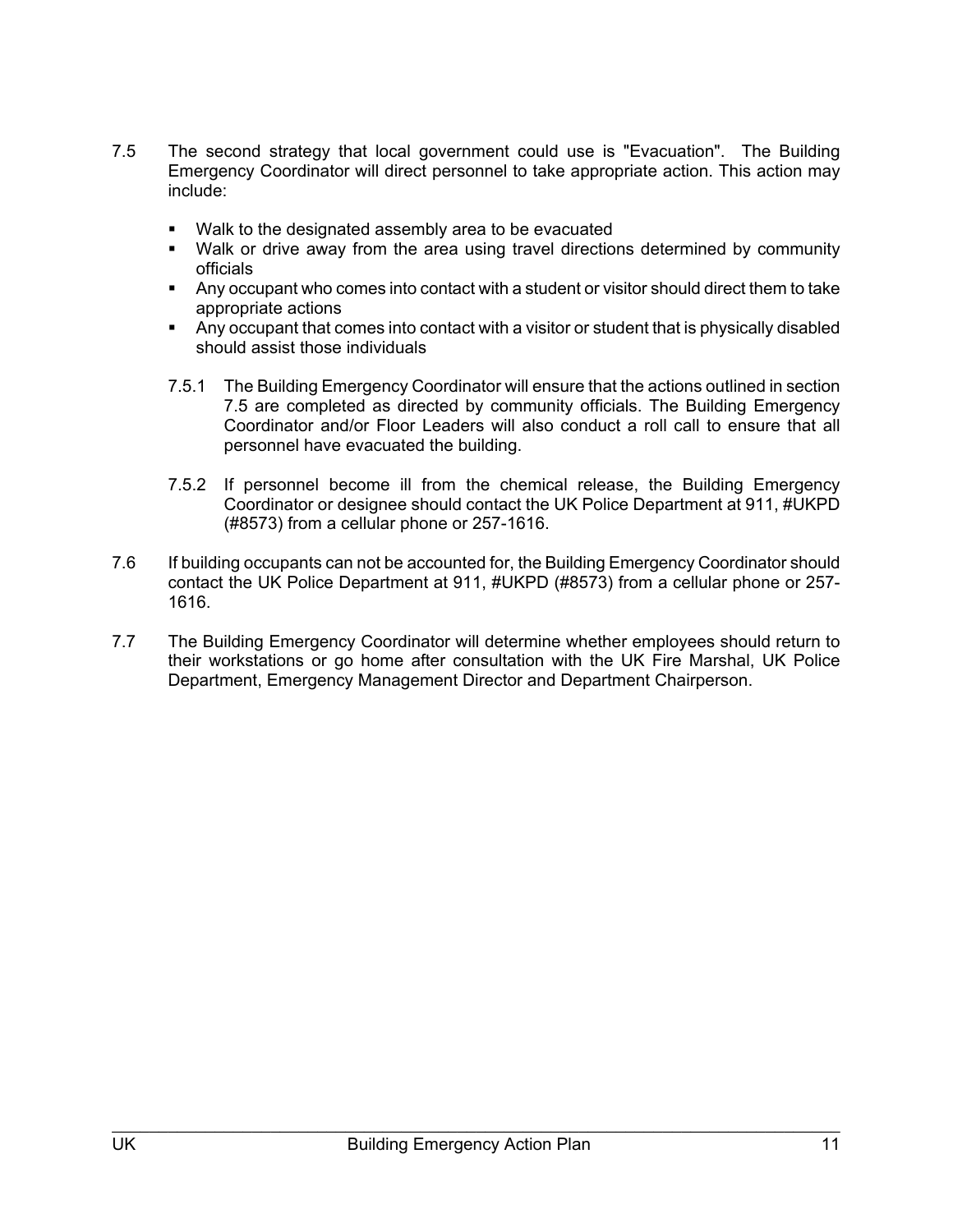7.5 The second strategy that local government could use is "Evacuation". The Building Emergency Coordinator will direct personnel to take appropriate action. This action may include:

- Walk to the designated assembly area to be evacuated
- Walk or drive away from the area using travel directions determined by community officials
- Any occupant who comes into contact with a student or visitor should direct them to take appropriate actions
- Any occupant that comes into contact with a visitor or student that is physically disabled should assist those individuals

7.5.1 The Building Emergency Coordinator will ensure that the actions outlined in section 7.5 are completed as directed by community officials. The Building Emergency Coordinator and/or Floor Leaders will also conduct a roll call to ensure that all personnel have evacuated the building.

7.5.2 If personnel become ill from the chemical release, the Building Emergency Coordinator or designee should contact the UK Police Department at 911, #UKPD (#8573) from a cellular phone or 257-1616.

7.6 If building occupants can not be accounted for, the Building Emergency Coordinator should contact the UK Police Department at 911, #UKPD (#8573) from a cellular phone or 257-1616.

7.7 The Building Emergency Coordinator will determine whether employees should return to their workstations or go home after consultation with the UK Fire Marshal, UK Police Department, Emergency Management Director and Department Chairperson.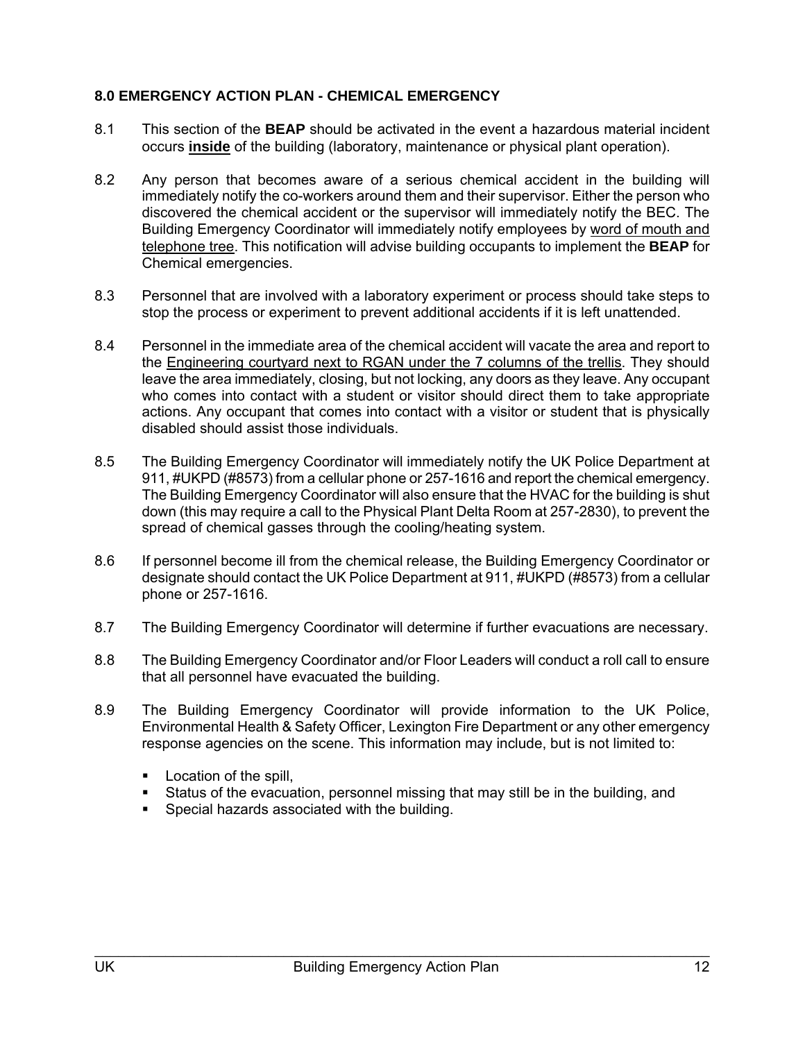### 8.0 EMERGENCY ACTION PLAN - CHEMICAL EMERGENCY

8.1 This section of the **BEAP** should be activated in the event a hazardous material incident occurs **inside** of the building (laboratory, maintenance or physical plant operation).

8.2 Any person that becomes aware of a serious chemical accident in the building will immediately notify the co-workers around them and their supervisor. Either the person who discovered the chemical accident or the supervisor will immediately notify the BEC. The Building Emergency Coordinator will immediately notify employees by word of mouth and telephone tree. This notification will advise building occupants to implement the **BEAP** for Chemical emergencies.

8.3 Personnel that are involved with a laboratory experiment or process should take steps to stop the process or experiment to prevent additional accidents if it is left unattended.

8.4 Personnel in the immediate area of the chemical accident will vacate the area and report to the Engineering courtyard next to RGAN under the 7 columns of the trellis. They should leave the area immediately, closing, but not locking, any doors as they leave. Any occupant who comes into contact with a student or visitor should direct them to take appropriate actions. Any occupant that comes into contact with a visitor or student that is physically disabled should assist those individuals.

8.5 The Building Emergency Coordinator will immediately notify the UK Police Department at 911, #UKPD (#8573) from a cellular phone or 257-1616 and report the chemical emergency. The Building Emergency Coordinator will also ensure that the HVAC for the building is shut down (this may require a call to the Physical Plant Delta Room at 257-2830), to prevent the spread of chemical gasses through the cooling/heating system.

8.6 If personnel become ill from the chemical release, the Building Emergency Coordinator or designate should contact the UK Police Department at 911, #UKPD (#8573) from a cellular phone or 257-1616.

8.7 The Building Emergency Coordinator will determine if further evacuations are necessary.

8.8 The Building Emergency Coordinator and/or Floor Leaders will conduct a roll call to ensure that all personnel have evacuated the building.

8.9 The Building Emergency Coordinator will provide information to the UK Police, Environmental Health & Safety Officer, Lexington Fire Department or any other emergency response agencies on the scene. This information may include, but is not limited to:

- Location of the spill,
- Status of the evacuation, personnel missing that may still be in the building, and
- Special hazards associated with the building.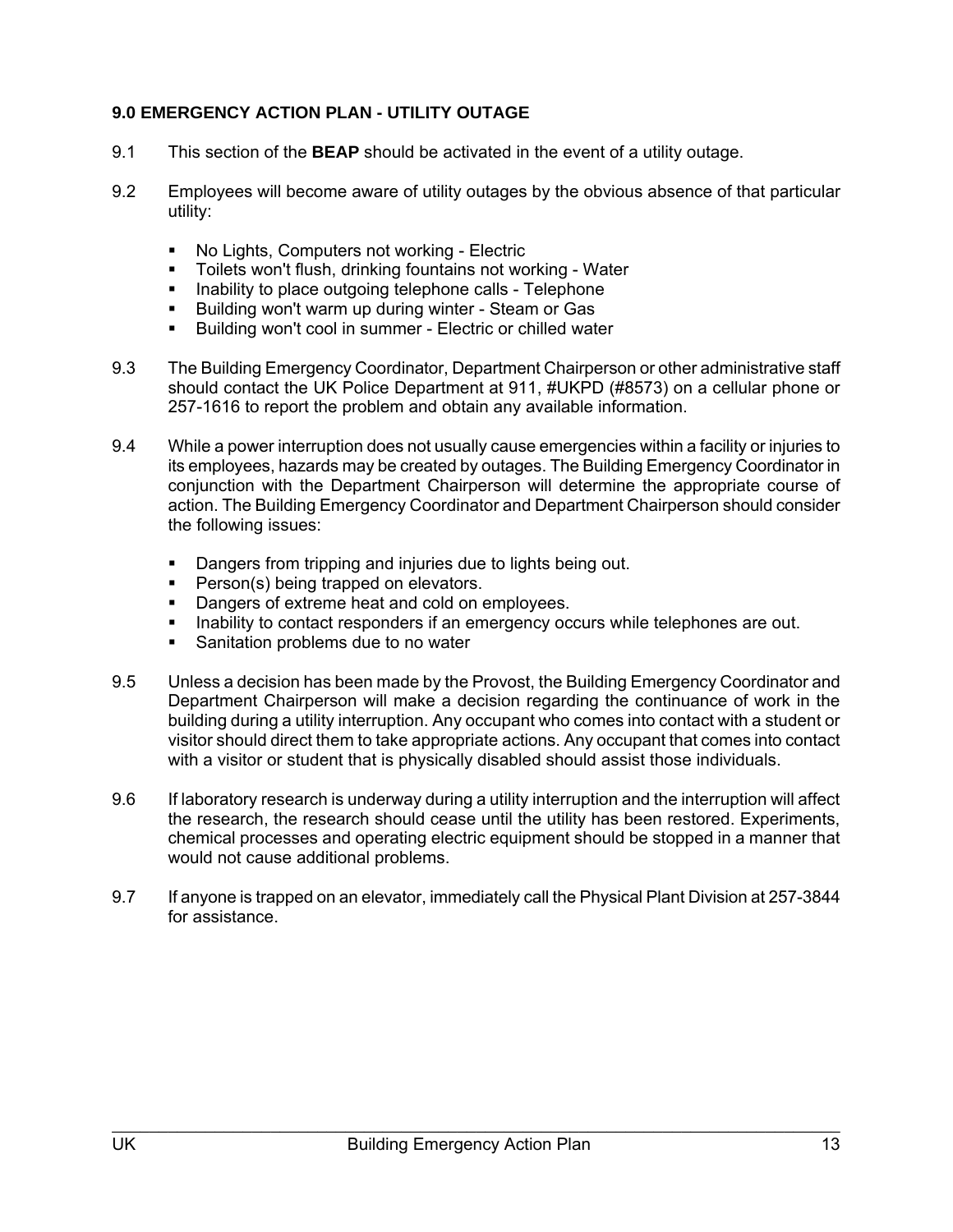### 9.0 EMERGENCY ACTION PLAN - UTILITY OUTAGE

9.1 This section of the **BEAP** should be activated in the event of a utility outage.

9.2 Employees will become aware of utility outages by the obvious absence of that particular utility:

- No Lights, Computers not working - Electric
- Toilets won't flush, drinking fountains not working - Water
- Inability to place outgoing telephone calls - Telephone
- Building won't warm up during winter - Steam or Gas
- Building won't cool in summer - Electric or chilled water

9.3 The Building Emergency Coordinator, Department Chairperson or other administrative staff should contact the UK Police Department at 911, #UKPD (#8573) on a cellular phone or 257-1616 to report the problem and obtain any available information.

9.4 While a power interruption does not usually cause emergencies within a facility or injuries to its employees, hazards may be created by outages. The Building Emergency Coordinator in conjunction with the Department Chairperson will determine the appropriate course of action. The Building Emergency Coordinator and Department Chairperson should consider the following issues:

- Dangers from tripping and injuries due to lights being out.
- Person(s) being trapped on elevators.
- Dangers of extreme heat and cold on employees.
- Inability to contact responders if an emergency occurs while telephones are out.
- Sanitation problems due to no water

9.5 Unless a decision has been made by the Provost, the Building Emergency Coordinator and Department Chairperson will make a decision regarding the continuance of work in the building during a utility interruption. Any occupant who comes into contact with a student or visitor should direct them to take appropriate actions. Any occupant that comes into contact with a visitor or student that is physically disabled should assist those individuals.

9.6 If laboratory research is underway during a utility interruption and the interruption will affect the research, the research should cease until the utility has been restored. Experiments, chemical processes and operating electric equipment should be stopped in a manner that would not cause additional problems.

9.7 If anyone is trapped on an elevator, immediately call the Physical Plant Division at 257-3844 for assistance.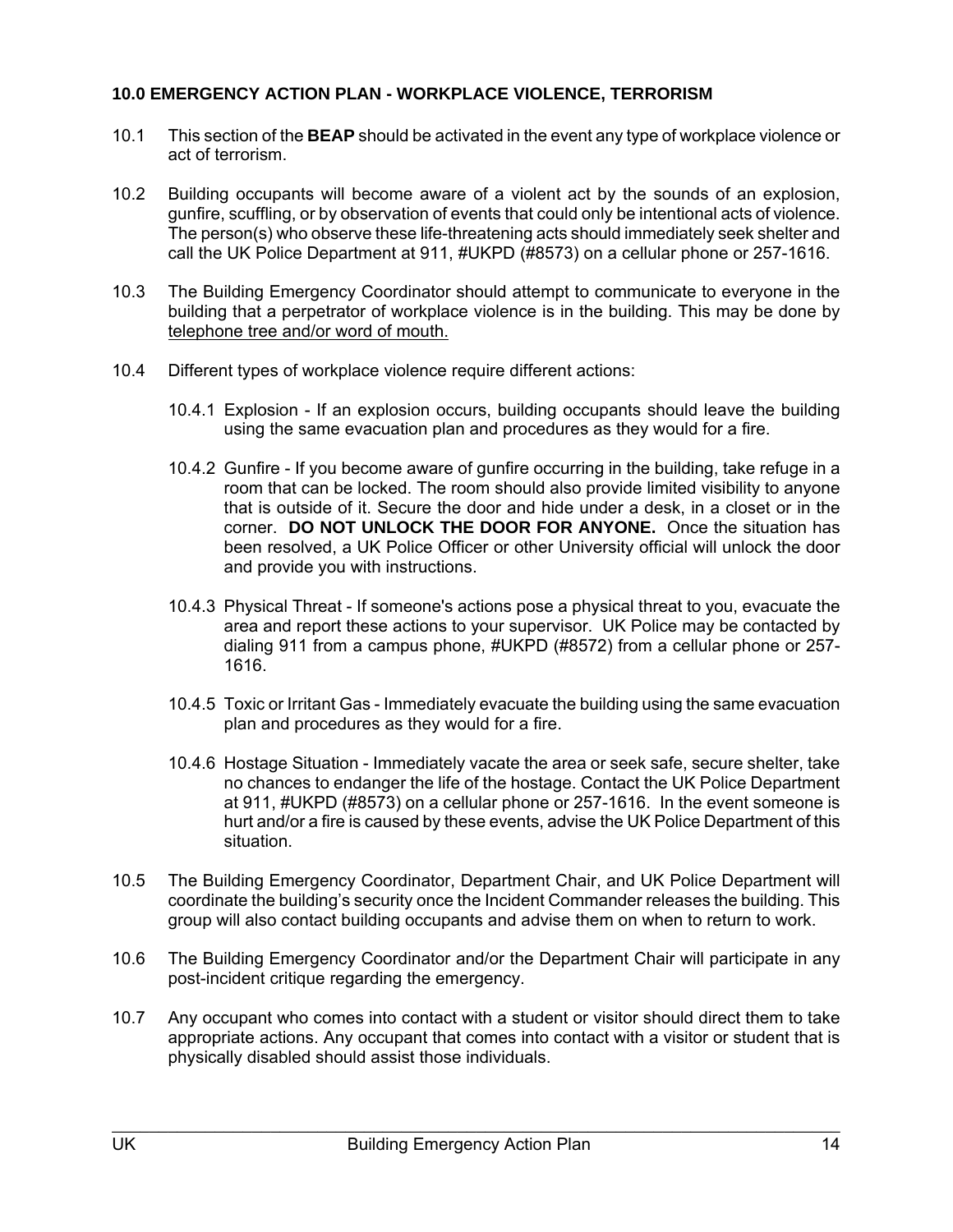### 10.0 EMERGENCY ACTION PLAN - WORKPLACE VIOLENCE, TERRORISM

10.1 This section of the **BEAP** should be activated in the event any type of workplace violence or act of terrorism.

10.2 Building occupants will become aware of a violent act by the sounds of an explosion, gunfire, scuffling, or by observation of events that could only be intentional acts of violence. The person(s) who observe these life-threatening acts should immediately seek shelter and call the UK Police Department at 911, #UKPD (#8573) on a cellular phone or 257-1616.

10.3 The Building Emergency Coordinator should attempt to communicate to everyone in the building that a perpetrator of workplace violence is in the building. This may be done by <u>telephone tree and/or word of mouth.</u>

10.4 Different types of workplace violence require different actions:

10.4.1 Explosion - If an explosion occurs, building occupants should leave the building using the same evacuation plan and procedures as they would for a fire.

10.4.2 Gunfire - If you become aware of gunfire occurring in the building, take refuge in a room that can be locked. The room should also provide limited visibility to anyone that is outside of it. Secure the door and hide under a desk, in a closet or in the corner. **DO NOT UNLOCK THE DOOR FOR ANYONE.** Once the situation has been resolved, a UK Police Officer or other University official will unlock the door and provide you with instructions.

10.4.3 Physical Threat - If someone's actions pose a physical threat to you, evacuate the area and report these actions to your supervisor. UK Police may be contacted by dialing 911 from a campus phone, #UKPD (#8572) from a cellular phone or 257-1616.

10.4.5 Toxic or Irritant Gas - Immediately evacuate the building using the same evacuation plan and procedures as they would for a fire.

10.4.6 Hostage Situation - Immediately vacate the area or seek safe, secure shelter, take no chances to endanger the life of the hostage. Contact the UK Police Department at 911, #UKPD (#8573) on a cellular phone or 257-1616. In the event someone is hurt and/or a fire is caused by these events, advise the UK Police Department of this situation.

10.5 The Building Emergency Coordinator, Department Chair, and UK Police Department will coordinate the building's security once the Incident Commander releases the building. This group will also contact building occupants and advise them on when to return to work.

10.6 The Building Emergency Coordinator and/or the Department Chair will participate in any post-incident critique regarding the emergency.

10.7 Any occupant who comes into contact with a student or visitor should direct them to take appropriate actions. Any occupant that comes into contact with a visitor or student that is physically disabled should assist those individuals.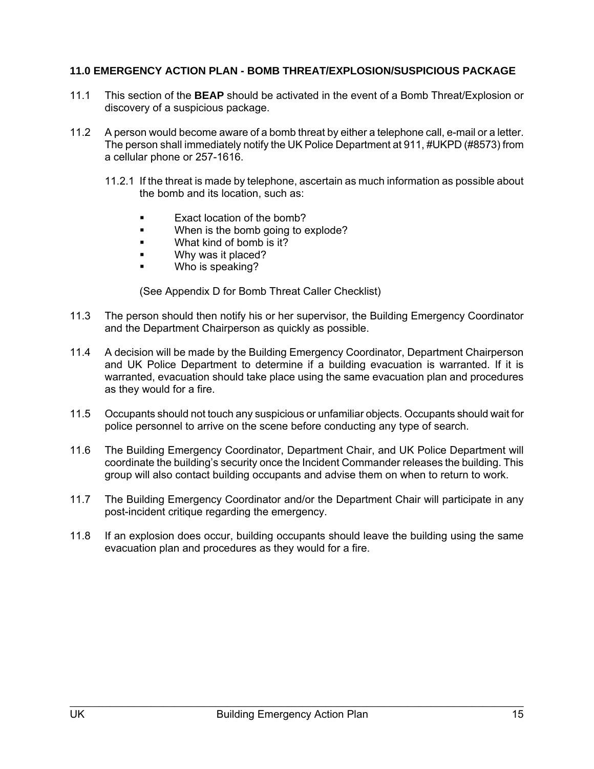## 11.0 EMERGENCY ACTION PLAN - BOMB THREAT/EXPLOSION/SUSPICIOUS PACKAGE

11.1 This section of the **BEAP** should be activated in the event of a Bomb Threat/Explosion or discovery of a suspicious package.

11.2 A person would become aware of a bomb threat by either a telephone call, e-mail or a letter. The person shall immediately notify the UK Police Department at 911, #UKPD (#8573) from a cellular phone or 257-1616.

11.2.1 If the threat is made by telephone, ascertain as much information as possible about the bomb and its location, such as:

- Exact location of the bomb?
- When is the bomb going to explode?
- What kind of bomb is it?
- Why was it placed?
- Who is speaking?

(See Appendix D for Bomb Threat Caller Checklist)

11.3 The person should then notify his or her supervisor, the Building Emergency Coordinator and the Department Chairperson as quickly as possible.

11.4 A decision will be made by the Building Emergency Coordinator, Department Chairperson and UK Police Department to determine if a building evacuation is warranted. If it is warranted, evacuation should take place using the same evacuation plan and procedures as they would for a fire.

11.5 Occupants should not touch any suspicious or unfamiliar objects. Occupants should wait for police personnel to arrive on the scene before conducting any type of search.

11.6 The Building Emergency Coordinator, Department Chair, and UK Police Department will coordinate the building's security once the Incident Commander releases the building. This group will also contact building occupants and advise them on when to return to work.

11.7 The Building Emergency Coordinator and/or the Department Chair will participate in any post-incident critique regarding the emergency.

11.8 If an explosion does occur, building occupants should leave the building using the same evacuation plan and procedures as they would for a fire.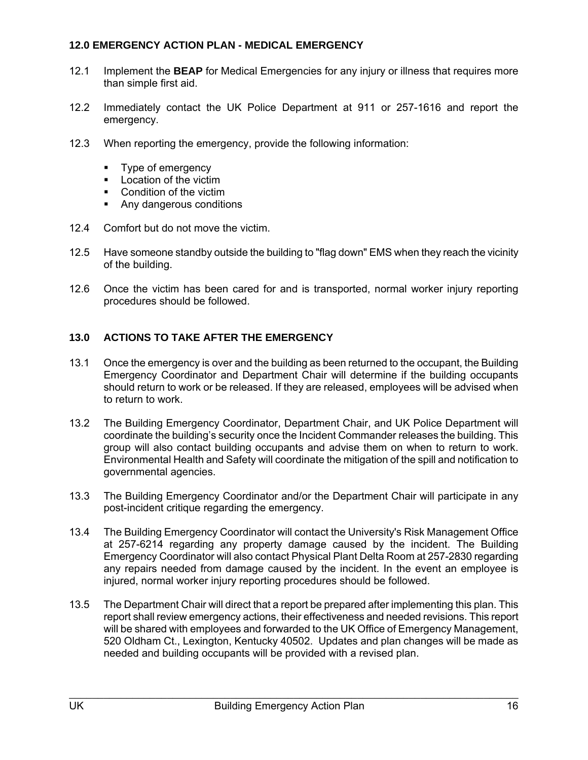## 12.0 EMERGENCY ACTION PLAN - MEDICAL EMERGENCY

12.1 Implement the **BEAP** for Medical Emergencies for any injury or illness that requires more than simple first aid.

12.2 Immediately contact the UK Police Department at 911 or 257-1616 and report the emergency.

12.3 When reporting the emergency, provide the following information:

- Type of emergency
- Location of the victim
- Condition of the victim
- Any dangerous conditions

12.4 Comfort but do not move the victim.

12.5 Have someone standby outside the building to "flag down" EMS when they reach the vicinity of the building.

12.6 Once the victim has been cared for and is transported, normal worker injury reporting procedures should be followed.

## 13.0 ACTIONS TO TAKE AFTER THE EMERGENCY

13.1 Once the emergency is over and the building as been returned to the occupant, the Building Emergency Coordinator and Department Chair will determine if the building occupants should return to work or be released. If they are released, employees will be advised when to return to work.

13.2 The Building Emergency Coordinator, Department Chair, and UK Police Department will coordinate the building's security once the Incident Commander releases the building. This group will also contact building occupants and advise them on when to return to work. Environmental Health and Safety will coordinate the mitigation of the spill and notification to governmental agencies.

13.3 The Building Emergency Coordinator and/or the Department Chair will participate in any post-incident critique regarding the emergency.

13.4 The Building Emergency Coordinator will contact the University's Risk Management Office at 257-6214 regarding any property damage caused by the incident. The Building Emergency Coordinator will also contact Physical Plant Delta Room at 257-2830 regarding any repairs needed from damage caused by the incident. In the event an employee is injured, normal worker injury reporting procedures should be followed.

13.5 The Department Chair will direct that a report be prepared after implementing this plan. This report shall review emergency actions, their effectiveness and needed revisions. This report will be shared with employees and forwarded to the UK Office of Emergency Management, 520 Oldham Ct., Lexington, Kentucky 40502. Updates and plan changes will be made as needed and building occupants will be provided with a revised plan.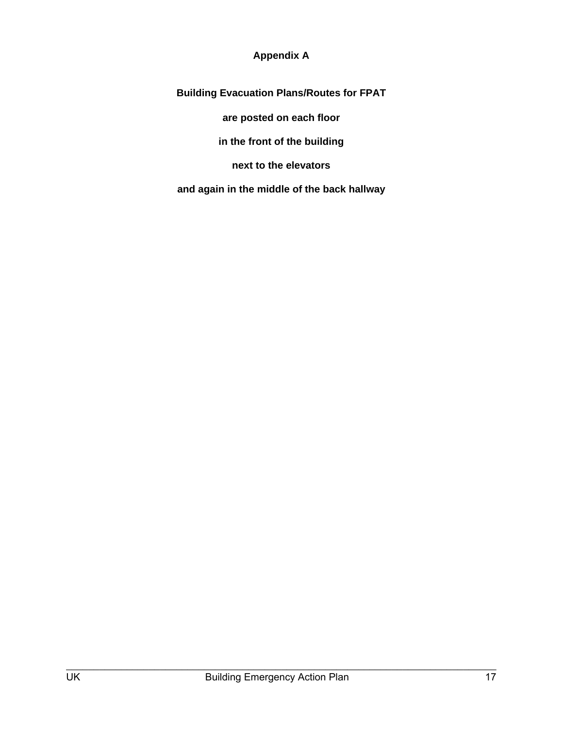## Appendix A

**Building Evacuation Plans/Routes for FPAT**

**are posted on each floor**

**in the front of the building**

**next to the elevators**

**and again in the middle of the back hallway**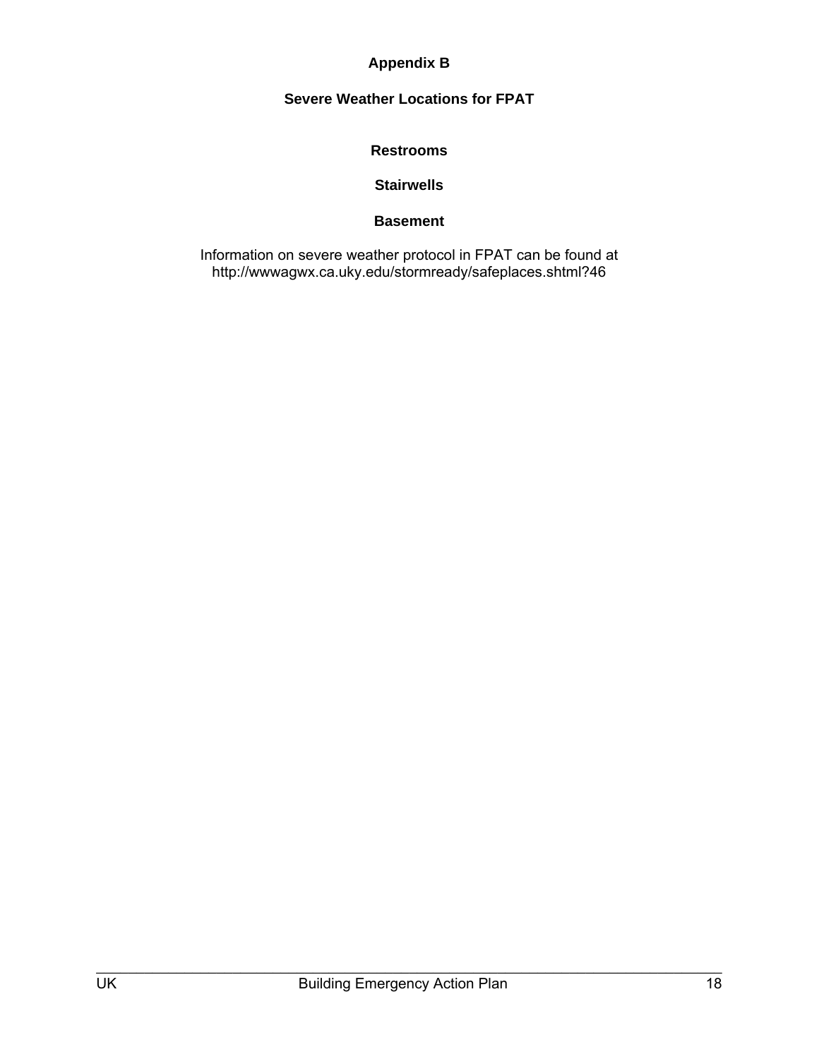# Appendix B

## Severe Weather Locations for FPAT

**Restrooms**

**Stairwells**

**Basement**

Information on severe weather protocol in FPAT can be found at http://wwwagwx.ca.uky.edu/stormready/safeplaces.shtml?46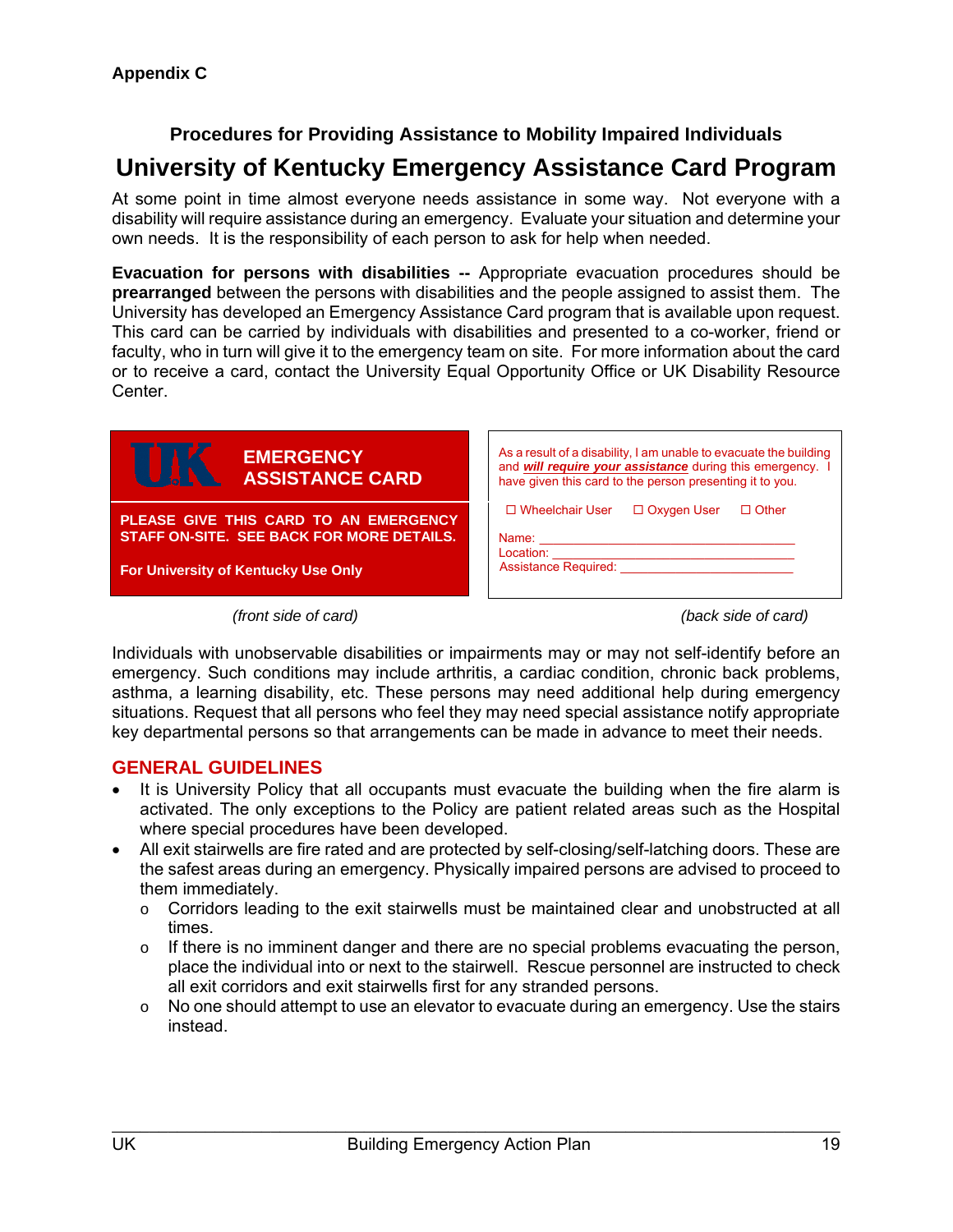**Appendix C**

### Procedures for Providing Assistance to Mobility Impaired Individuals

# University of Kentucky Emergency Assistance Card Program

At some point in time almost everyone needs assistance in some way. Not everyone with a disability will require assistance during an emergency. Evaluate your situation and determine your own needs. It is the responsibility of each person to ask for help when needed.

**Evacuation for persons with disabilities --** Appropriate evacuation procedures should be **prearranged** between the persons with disabilities and the people assigned to assist them. The University has developed an Emergency Assistance Card program that is available upon request. This card can be carried by individuals with disabilities and presented to a co-worker, friend or faculty, who in turn will give it to the emergency team on site. For more information about the card or to receive a card, contact the University Equal Opportunity Office or UK Disability Resource Center.

**UK EMERGENCY ASSISTANCE CARD**

**PLEASE GIVE THIS CARD TO AN EMERGENCY STAFF ON-SITE. SEE BACK FOR MORE DETAILS.**

**For University of Kentucky Use Only**

*(front side of card)*

As a result of a disability, I am unable to evacuate the building and ***will require your assistance*** during this emergency. I have given this card to the person presenting it to you.

☐ Wheelchair User ☐ Oxygen User ☐ Other

Name: ______________________________

Location: ______________________________

Assistance Required: ______________________

*(back side of card)*

Individuals with unobservable disabilities or impairments may or may not self-identify before an emergency. Such conditions may include arthritis, a cardiac condition, chronic back problems, asthma, a learning disability, etc. These persons may need additional help during emergency situations. Request that all persons who feel they may need special assistance notify appropriate key departmental persons so that arrangements can be made in advance to meet their needs.

## GENERAL GUIDELINES

- It is University Policy that all occupants must evacuate the building when the fire alarm is activated. The only exceptions to the Policy are patient related areas such as the Hospital where special procedures have been developed.
- All exit stairwells are fire rated and are protected by self-closing/self-latching doors. These are the safest areas during an emergency. Physically impaired persons are advised to proceed to them immediately.
  - Corridors leading to the exit stairwells must be maintained clear and unobstructed at all times.
  - If there is no imminent danger and there are no special problems evacuating the person, place the individual into or next to the stairwell. Rescue personnel are instructed to check all exit corridors and exit stairwells first for any stranded persons.
  - No one should attempt to use an elevator to evacuate during an emergency. Use the stairs instead.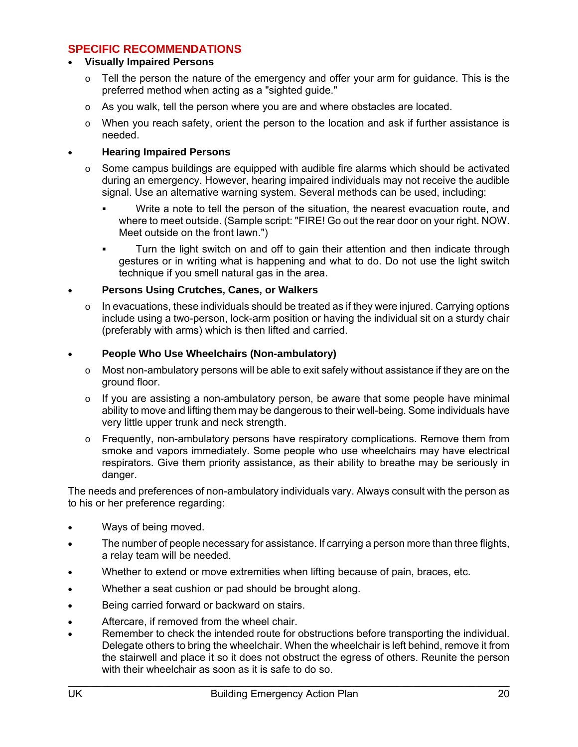## SPECIFIC RECOMMENDATIONS

- **Visually Impaired Persons**
  - Tell the person the nature of the emergency and offer your arm for guidance. This is the preferred method when acting as a "sighted guide."
  - As you walk, tell the person where you are and where obstacles are located.
  - When you reach safety, orient the person to the location and ask if further assistance is needed.
- **Hearing Impaired Persons**
  - Some campus buildings are equipped with audible fire alarms which should be activated during an emergency. However, hearing impaired individuals may not receive the audible signal. Use an alternative warning system. Several methods can be used, including:
    - Write a note to tell the person of the situation, the nearest evacuation route, and where to meet outside. (Sample script: "FIRE! Go out the rear door on your right. NOW. Meet outside on the front lawn.")
    - Turn the light switch on and off to gain their attention and then indicate through gestures or in writing what is happening and what to do. Do not use the light switch technique if you smell natural gas in the area.
- **Persons Using Crutches, Canes, or Walkers**
  - In evacuations, these individuals should be treated as if they were injured. Carrying options include using a two-person, lock-arm position or having the individual sit on a sturdy chair (preferably with arms) which is then lifted and carried.
- **People Who Use Wheelchairs (Non-ambulatory)**
  - Most non-ambulatory persons will be able to exit safely without assistance if they are on the ground floor.
  - If you are assisting a non-ambulatory person, be aware that some people have minimal ability to move and lifting them may be dangerous to their well-being. Some individuals have very little upper trunk and neck strength.
  - Frequently, non-ambulatory persons have respiratory complications. Remove them from smoke and vapors immediately. Some people who use wheelchairs may have electrical respirators. Give them priority assistance, as their ability to breathe may be seriously in danger.

The needs and preferences of non-ambulatory individuals vary. Always consult with the person as to his or her preference regarding:

- Ways of being moved.
- The number of people necessary for assistance. If carrying a person more than three flights, a relay team will be needed.
- Whether to extend or move extremities when lifting because of pain, braces, etc.
- Whether a seat cushion or pad should be brought along.
- Being carried forward or backward on stairs.
- Aftercare, if removed from the wheel chair.
- Remember to check the intended route for obstructions before transporting the individual. Delegate others to bring the wheelchair. When the wheelchair is left behind, remove it from the stairwell and place it so it does not obstruct the egress of others. Reunite the person with their wheelchair as soon as it is safe to do so.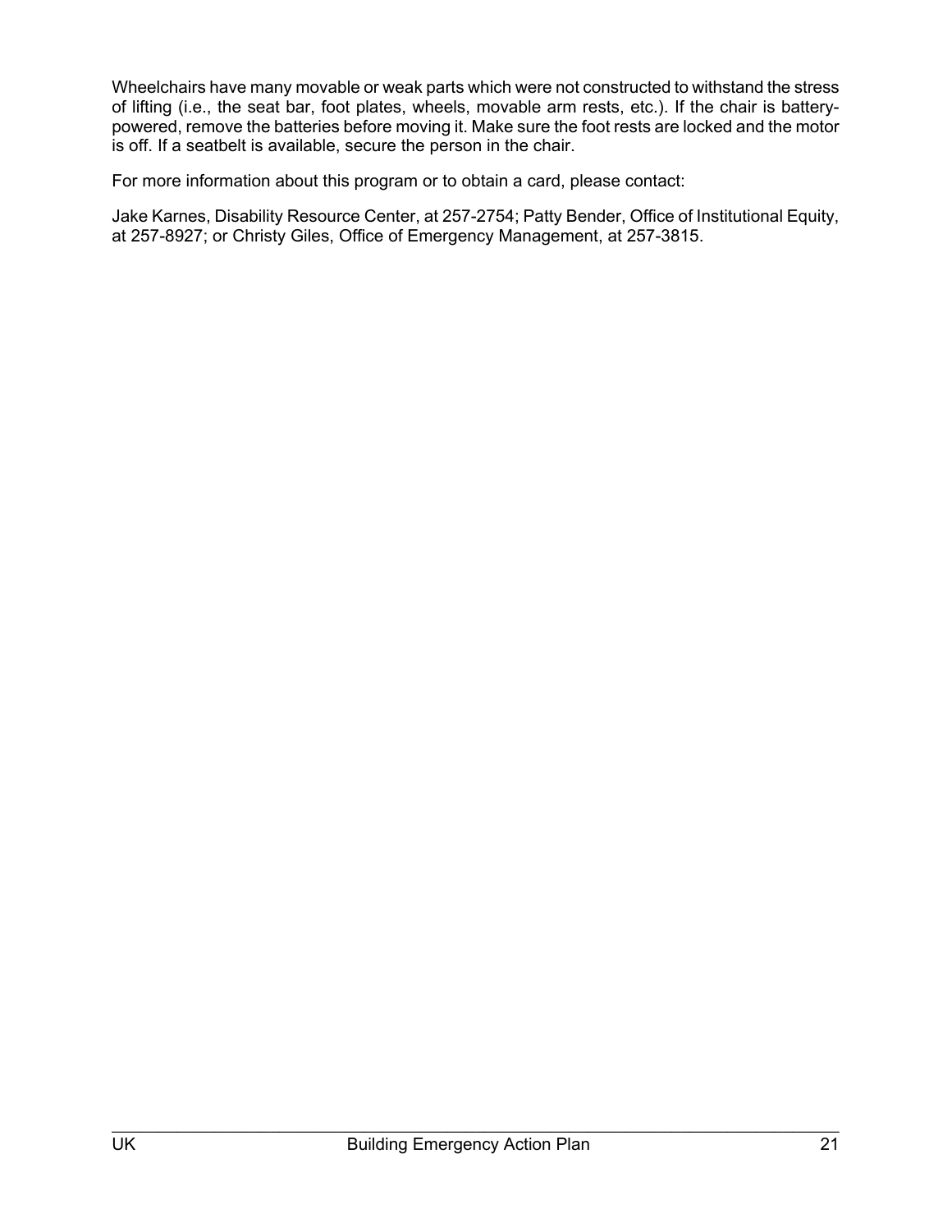Wheelchairs have many movable or weak parts which were not constructed to withstand the stress of lifting (i.e., the seat bar, foot plates, wheels, movable arm rests, etc.). If the chair is battery-powered, remove the batteries before moving it. Make sure the foot rests are locked and the motor is off. If a seatbelt is available, secure the person in the chair.

For more information about this program or to obtain a card, please contact:

Jake Karnes, Disability Resource Center, at 257-2754; Patty Bender, Office of Institutional Equity, at 257-8927; or Christy Giles, Office of Emergency Management, at 257-3815.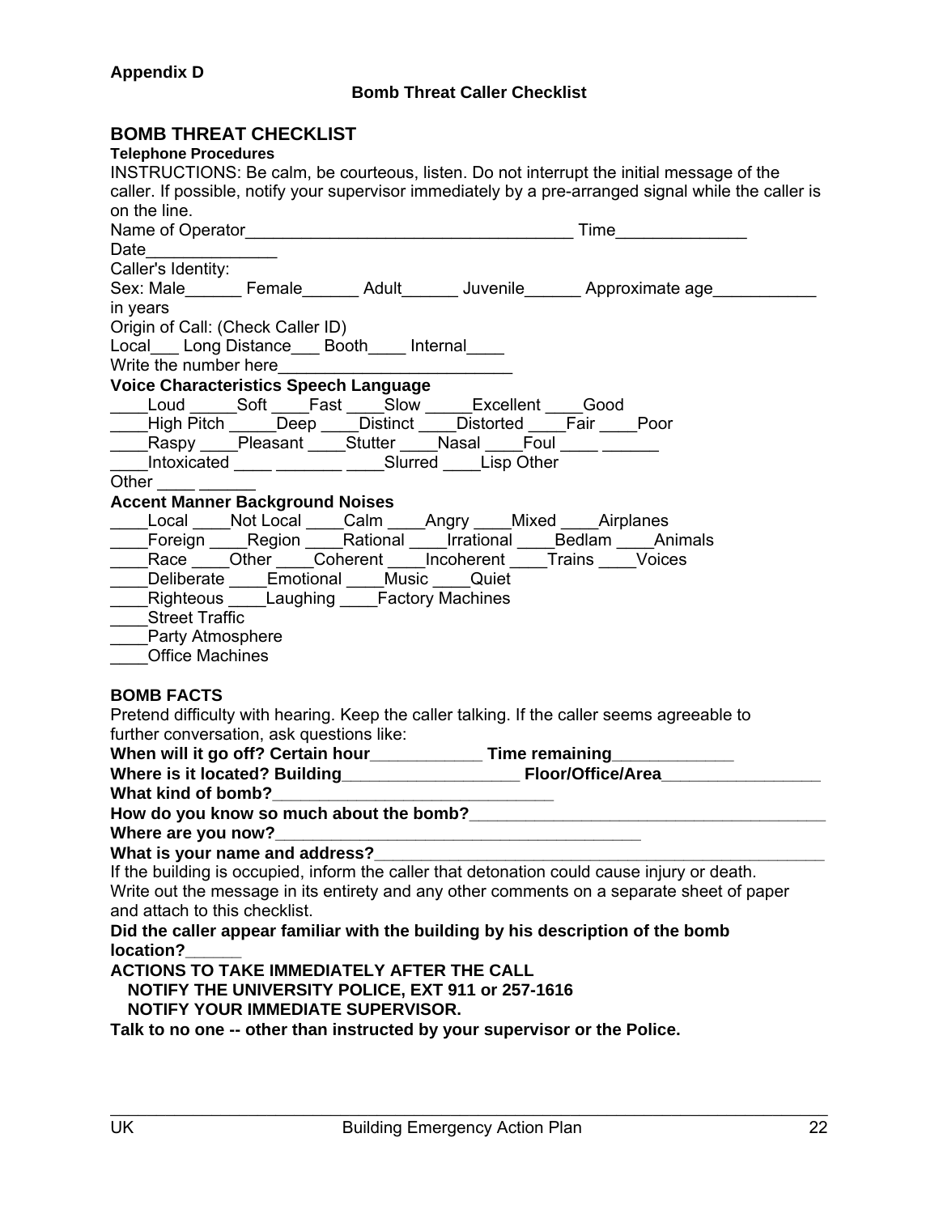**Appendix D**

**Bomb Threat Caller Checklist**

## BOMB THREAT CHECKLIST

**Telephone Procedures**

INSTRUCTIONS: Be calm, be courteous, listen. Do not interrupt the initial message of the caller. If possible, notify your supervisor immediately by a pre-arranged signal while the caller is on the line.

Name of Operator___________________________________ Time______________

Date______________

Caller's Identity:

Sex: Male______ Female______ Adult______ Juvenile______ Approximate age___________ in years

Origin of Call: (Check Caller ID)

Local___ Long Distance___ Booth____ Internal____

Write the number here_________________________

**Voice Characteristics Speech Language**

____Loud _____Soft ____Fast ____Slow _____Excellent ____Good
____High Pitch _____Deep ____Distinct ____Distorted ____Fair ____Poor
____Raspy ____Pleasant ____Stutter ____Nasal ____Foul ____ ______
____Intoxicated ____ _______ ____Slurred ____Lisp Other
Other ____ ______

**Accent Manner Background Noises**

____Local ____Not Local ____Calm ____Angry ____Mixed ____Airplanes
____Foreign ____Region ____Rational ____Irrational ____Bedlam ____Animals
____Race ____Other ____Coherent ____Incoherent ____Trains ____Voices
____Deliberate ____Emotional ____Music ____Quiet
____Righteous ____Laughing ____Factory Machines
____Street Traffic
____Party Atmosphere
____Office Machines

**BOMB FACTS**

Pretend difficulty with hearing. Keep the caller talking. If the caller seems agreeable to further conversation, ask questions like:

**When will it go off? Certain hour____________ Time remaining_____________**
**Where is it located? Building___________________ Floor/Office/Area_________________**
**What kind of bomb?______________________________**
**How do you know so much about the bomb?_______________________________________**
**Where are you now?__________________________________________**
**What is your name and address?__________________________________________________**

If the building is occupied, inform the caller that detonation could cause injury or death.

Write out the message in its entirety and any other comments on a separate sheet of paper and attach to this checklist.

**Did the caller appear familiar with the building by his description of the bomb location?______**

**ACTIONS TO TAKE IMMEDIATELY AFTER THE CALL**

**NOTIFY THE UNIVERSITY POLICE, EXT 911 or 257-1616**

**NOTIFY YOUR IMMEDIATE SUPERVISOR.**

**Talk to no one -- other than instructed by your supervisor or the Police.**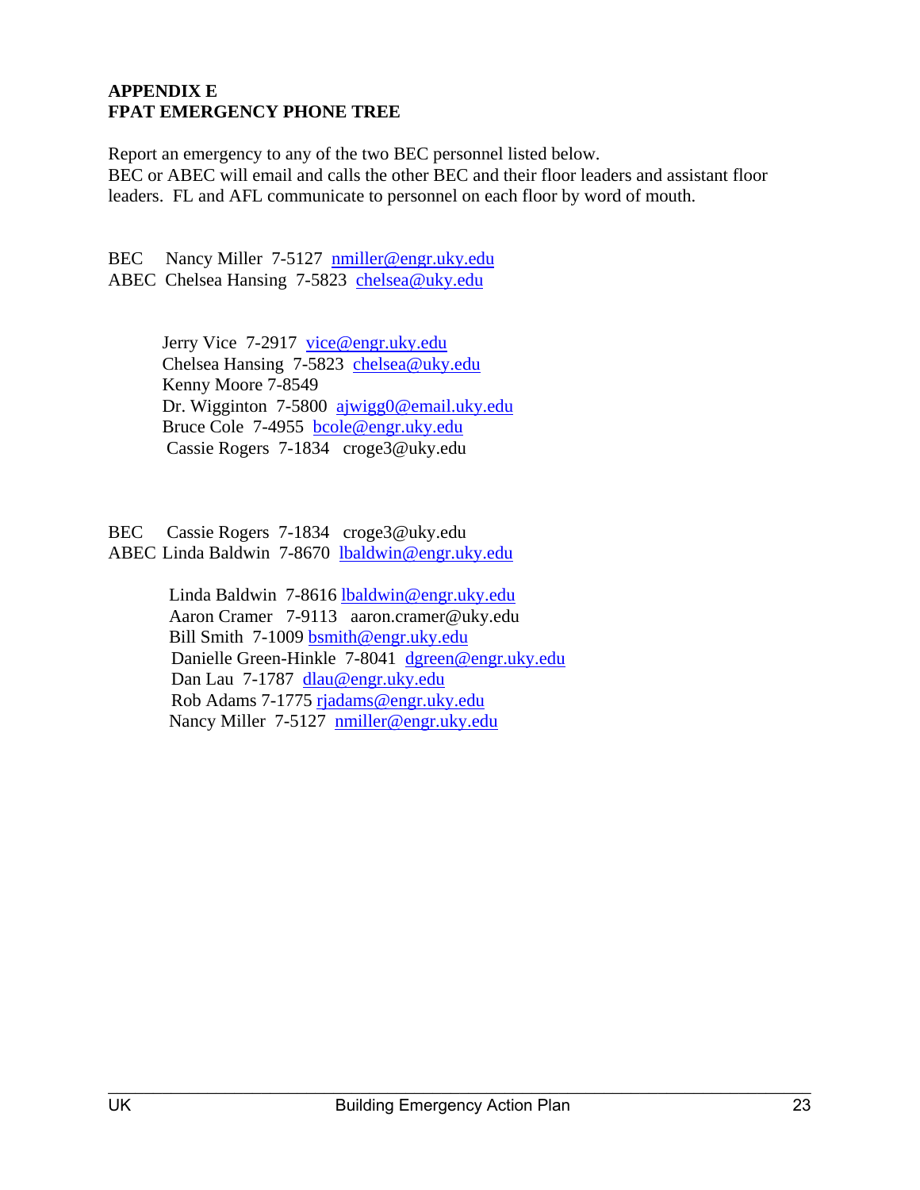**APPENDIX E**
**FPAT EMERGENCY PHONE TREE**

Report an emergency to any of the two BEC personnel listed below.
BEC or ABEC will email and calls the other BEC and their floor leaders and assistant floor leaders. FL and AFL communicate to personnel on each floor by word of mouth.

BEC Nancy Miller 7-5127 nmiller@engr.uky.edu
ABEC Chelsea Hansing 7-5823 chelsea@uky.edu

> Jerry Vice 7-2917 vice@engr.uky.edu
> Chelsea Hansing 7-5823 chelsea@uky.edu
> Kenny Moore 7-8549
> Dr. Wigginton 7-5800 ajwigg0@email.uky.edu
> Bruce Cole 7-4955 bcole@engr.uky.edu
> Cassie Rogers 7-1834 croge3@uky.edu

BEC Cassie Rogers 7-1834 croge3@uky.edu
ABEC Linda Baldwin 7-8670 lbaldwin@engr.uky.edu

> Linda Baldwin 7-8616 lbaldwin@engr.uky.edu
> Aaron Cramer 7-9113 aaron.cramer@uky.edu
> Bill Smith 7-1009 bsmith@engr.uky.edu
> Danielle Green-Hinkle 7-8041 dgreen@engr.uky.edu
> Dan Lau 7-1787 dlau@engr.uky.edu
> Rob Adams 7-1775 rjadams@engr.uky.edu
> Nancy Miller 7-5127 nmiller@engr.uky.edu